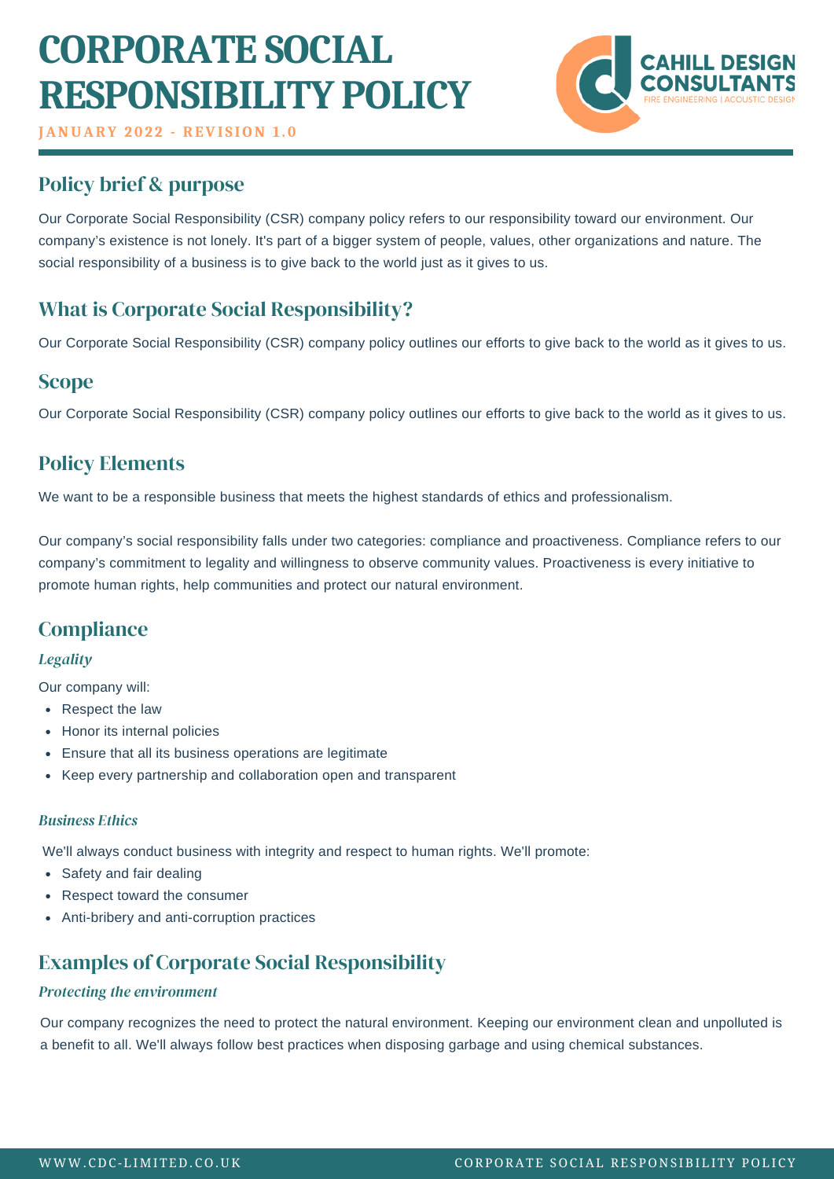# CORPORATE SOCIAL RESPONSIBILITY POLICY

JANUARY 2022 - REVISION 1.0

CAHILL DESIGN CONSULTANTS
FIRE ENGINEERING | ACOUSTIC DESIGN

## Policy brief & purpose

Our Corporate Social Responsibility (CSR) company policy refers to our responsibility toward our environment. Our company's existence is not lonely. It's part of a bigger system of people, values, other organizations and nature. The social responsibility of a business is to give back to the world just as it gives to us.

## What is Corporate Social Responsibility?

Our Corporate Social Responsibility (CSR) company policy outlines our efforts to give back to the world as it gives to us.

## Scope

Our Corporate Social Responsibility (CSR) company policy outlines our efforts to give back to the world as it gives to us.

## Policy Elements

We want to be a responsible business that meets the highest standards of ethics and professionalism.

Our company's social responsibility falls under two categories: compliance and proactiveness. Compliance refers to our company's commitment to legality and willingness to observe community values. Proactiveness is every initiative to promote human rights, help communities and protect our natural environment.

## Compliance

### *Legality*

Our company will:

- Respect the law
- Honor its internal policies
- Ensure that all its business operations are legitimate
- Keep every partnership and collaboration open and transparent

### *Business Ethics*

We'll always conduct business with integrity and respect to human rights. We'll promote:

- Safety and fair dealing
- Respect toward the consumer
- Anti-bribery and anti-corruption practices

## Examples of Corporate Social Responsibility

### *Protecting the environment*

Our company recognizes the need to protect the natural environment. Keeping our environment clean and unpolluted is a benefit to all. We'll always follow best practices when disposing garbage and using chemical substances.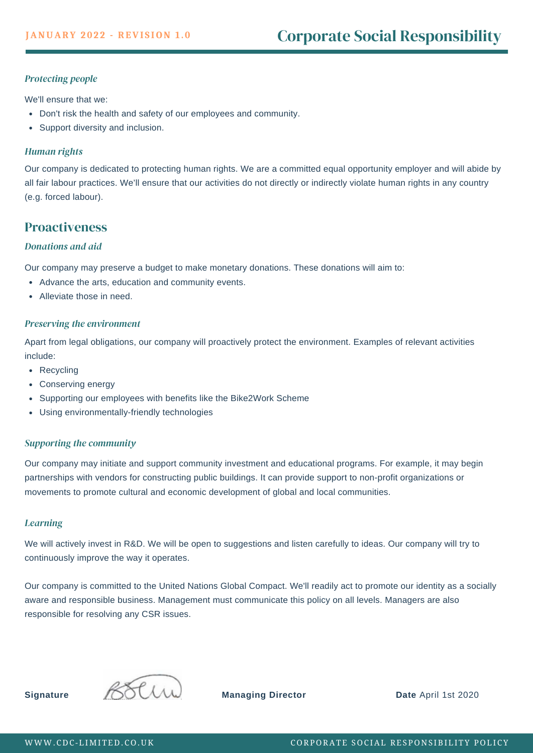### *Protecting people*

We'll ensure that we:

- Don't risk the health and safety of our employees and community.
- Support diversity and inclusion.

### *Human rights*

Our company is dedicated to protecting human rights. We are a committed equal opportunity employer and will abide by all fair labour practices. We'll ensure that our activities do not directly or indirectly violate human rights in any country (e.g. forced labour).

## Proactiveness

### *Donations and aid*

Our company may preserve a budget to make monetary donations. These donations will aim to:

- Advance the arts, education and community events.
- Alleviate those in need.

### *Preserving the environment*

Apart from legal obligations, our company will proactively protect the environment. Examples of relevant activities include:

- Recycling
- Conserving energy
- Supporting our employees with benefits like the Bike2Work Scheme
- Using environmentally-friendly technologies

### *Supporting the community*

Our company may initiate and support community investment and educational programs. For example, it may begin partnerships with vendors for constructing public buildings. It can provide support to non-profit organizations or movements to promote cultural and economic development of global and local communities.

### *Learning*

We will actively invest in R&D. We will be open to suggestions and listen carefully to ideas. Our company will try to continuously improve the way it operates.

Our company is committed to the United Nations Global Compact. We'll readily act to promote our identity as a socially aware and responsible business. Management must communicate this policy on all levels. Managers are also responsible for resolving any CSR issues.

**Signature** **Managing Director** **Date** April 1st 2020